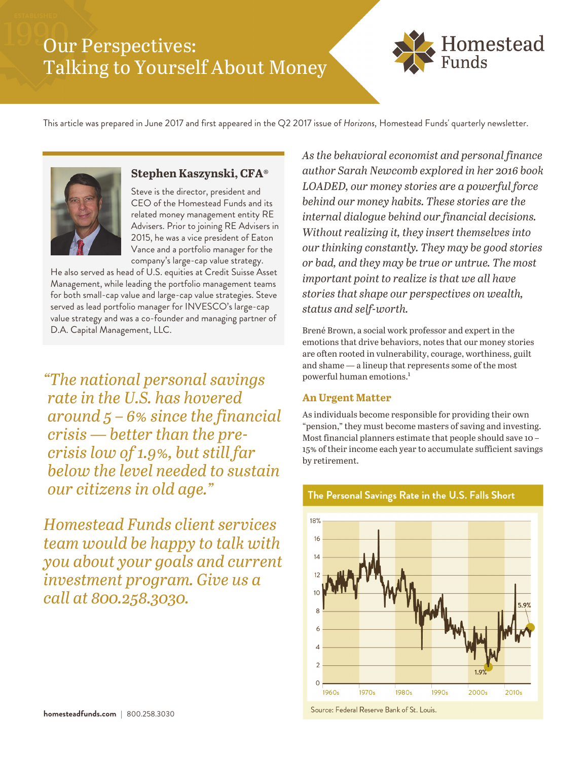# Our Perspectives: Talking to Yourself About Money

This article was prepared in June 2017 and first appeared in the Q2 2017 issue of *Horizons*, Homestead Funds' quarterly newsletter.

**Stephen Kaszynski, CFA®**

Steve is the director, president and CEO of the Homestead Funds and its related money management entity RE Advisers. Prior to joining RE Advisers in 2015, he was a vice president of Eaton Vance and a portfolio manager for the company's large-cap value strategy. He also served as head of U.S. equities at Credit Suisse Asset Management, while leading the portfolio management teams for both small-cap value and large-cap value strategies. Steve served as lead portfolio manager for INVESCO's large-cap value strategy and was a co-founder and managing partner of D.A. Capital Management, LLC.

*"The national personal savings rate in the U.S. has hovered around 5 – 6% since the financial crisis — better than the pre-crisis low of 1.9%, but still far below the level needed to sustain our citizens in old age."*

*Homestead Funds client services team would be happy to talk with you about your goals and current investment program. Give us a call at 800.258.3030.*

*As the behavioral economist and personal finance author Sarah Newcomb explored in her 2016 book LOADED, our money stories are a powerful force behind our money habits. These stories are the internal dialogue behind our financial decisions. Without realizing it, they insert themselves into our thinking constantly. They may be good stories or bad, and they may be true or untrue. The most important point to realize is that we all have stories that shape our perspectives on wealth, status and self-worth.*

Brené Brown, a social work professor and expert in the emotions that drive behaviors, notes that our money stories are often rooted in vulnerability, courage, worthiness, guilt and shame — a lineup that represents some of the most powerful human emotions.[1]

### An Urgent Matter

As individuals become responsible for providing their own "pension," they must become masters of saving and investing. Most financial planners estimate that people should save 10 – 15% of their income each year to accumulate sufficient savings by retirement.

**The Personal Savings Rate in the U.S. Falls Short**

Source: Federal Reserve Bank of St. Louis.

**homesteadfunds.com** | 800.258.3030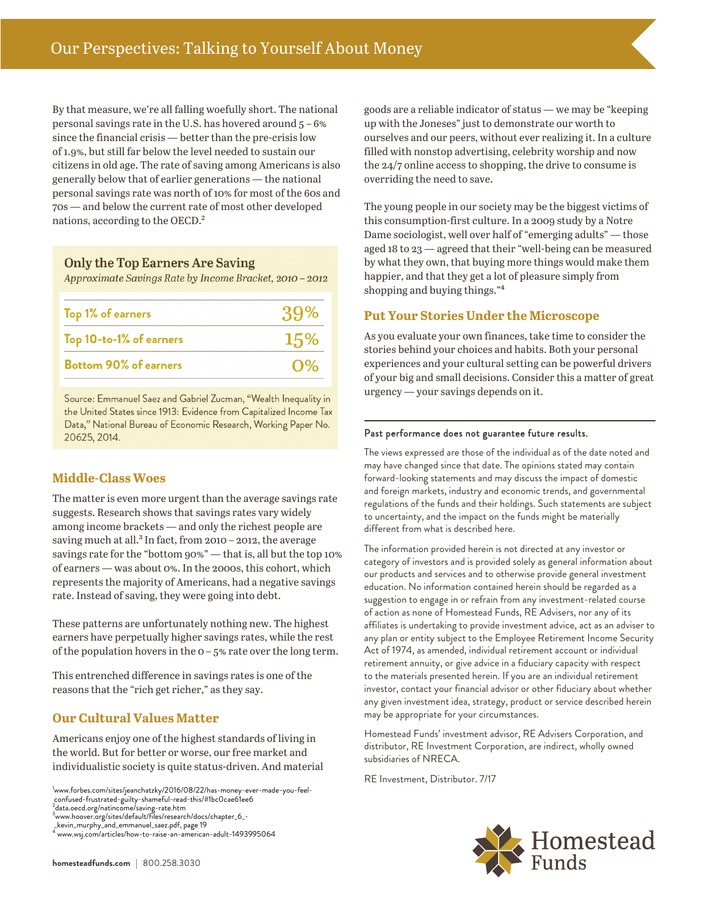By that measure, we're all falling woefully short. The national personal savings rate in the U.S. has hovered around 5 – 6% since the financial crisis — better than the pre-crisis low of 1.9%, but still far below the level needed to sustain our citizens in old age. The rate of saving among Americans is also generally below that of earlier generations — the national personal savings rate was north of 10% for most of the 60s and 70s — and below the current rate of most other developed nations, according to the OECD.[2]

### Only the Top Earners Are Saving

*Approximate Savings Rate by Income Bracket, 2010 – 2012*

| | |
|---|---|
| Top 1% of earners | 39% |
| Top 10-to-1% of earners | 15% |
| Bottom 90% of earners | 0% |

Source: Emmanuel Saez and Gabriel Zucman, "Wealth Inequality in the United States since 1913: Evidence from Capitalized Income Tax Data," National Bureau of Economic Research, Working Paper No. 20625, 2014.

## Middle-Class Woes

The matter is even more urgent than the average savings rate suggests. Research shows that savings rates vary widely among income brackets — and only the richest people are saving much at all.[3] In fact, from 2010 – 2012, the average savings rate for the "bottom 90%" — that is, all but the top 10% of earners — was about 0%. In the 2000s, this cohort, which represents the majority of Americans, had a negative savings rate. Instead of saving, they were going into debt.

These patterns are unfortunately nothing new. The highest earners have perpetually higher savings rates, while the rest of the population hovers in the 0 – 5% rate over the long term.

This entrenched difference in savings rates is one of the reasons that the "rich get richer," as they say.

## Our Cultural Values Matter

Americans enjoy one of the highest standards of living in the world. But for better or worse, our free market and individualistic society is quite status-driven. And material goods are a reliable indicator of status — we may be "keeping up with the Joneses" just to demonstrate our worth to ourselves and our peers, without ever realizing it. In a culture filled with nonstop advertising, celebrity worship and now the 24/7 online access to shopping, the drive to consume is overriding the need to save.

The young people in our society may be the biggest victims of this consumption-first culture. In a 2009 study by a Notre Dame sociologist, well over half of "emerging adults" — those aged 18 to 23 — agreed that their "well-being can be measured by what they own, that buying more things would make them happier, and that they get a lot of pleasure simply from shopping and buying things."[4]

## Put Your Stories Under the Microscope

As you evaluate your own finances, take time to consider the stories behind your choices and habits. Both your personal experiences and your cultural setting can be powerful drivers of your big and small decisions. Consider this a matter of great urgency — your savings depends on it.

[1] www.forbes.com/sites/jeanchatzky/2016/08/22/has-money-ever-made-you-feel-confused-frustrated-guilty-shameful-read-this/#1bc0cae61ee6
[2] data.oecd.org/natincome/saving-rate.htm
[3] www.hoover.org/sites/default/files/research/docs/chapter_6_-_kevin_murphy_and_emmanuel_saez.pdf, page 19
[4] www.wsj.com/articles/how-to-raise-an-american-adult-1493995064

**Past performance does not guarantee future results.**

The views expressed are those of the individual as of the date noted and may have changed since that date. The opinions stated may contain forward-looking statements and may discuss the impact of domestic and foreign markets, industry and economic trends, and governmental regulations of the funds and their holdings. Such statements are subject to uncertainty, and the impact on the funds might be materially different from what is described here.

The information provided herein is not directed at any investor or category of investors and is provided solely as general information about our products and services and to otherwise provide general investment education. No information contained herein should be regarded as a suggestion to engage in or refrain from any investment-related course of action as none of Homestead Funds, RE Advisers, nor any of its affiliates is undertaking to provide investment advice, act as an adviser to any plan or entity subject to the Employee Retirement Income Security Act of 1974, as amended, individual retirement account or individual retirement annuity, or give advice in a fiduciary capacity with respect to the materials presented herein. If you are an individual retirement investor, contact your financial advisor or other fiduciary about whether any given investment idea, strategy, product or service described herein may be appropriate for your circumstances.

Homestead Funds' investment advisor, RE Advisers Corporation, and distributor, RE Investment Corporation, are indirect, wholly owned subsidiaries of NRECA.

RE Investment, Distributor. 7/17

Homestead Funds

**homesteadfunds.com** | 800.258.3030